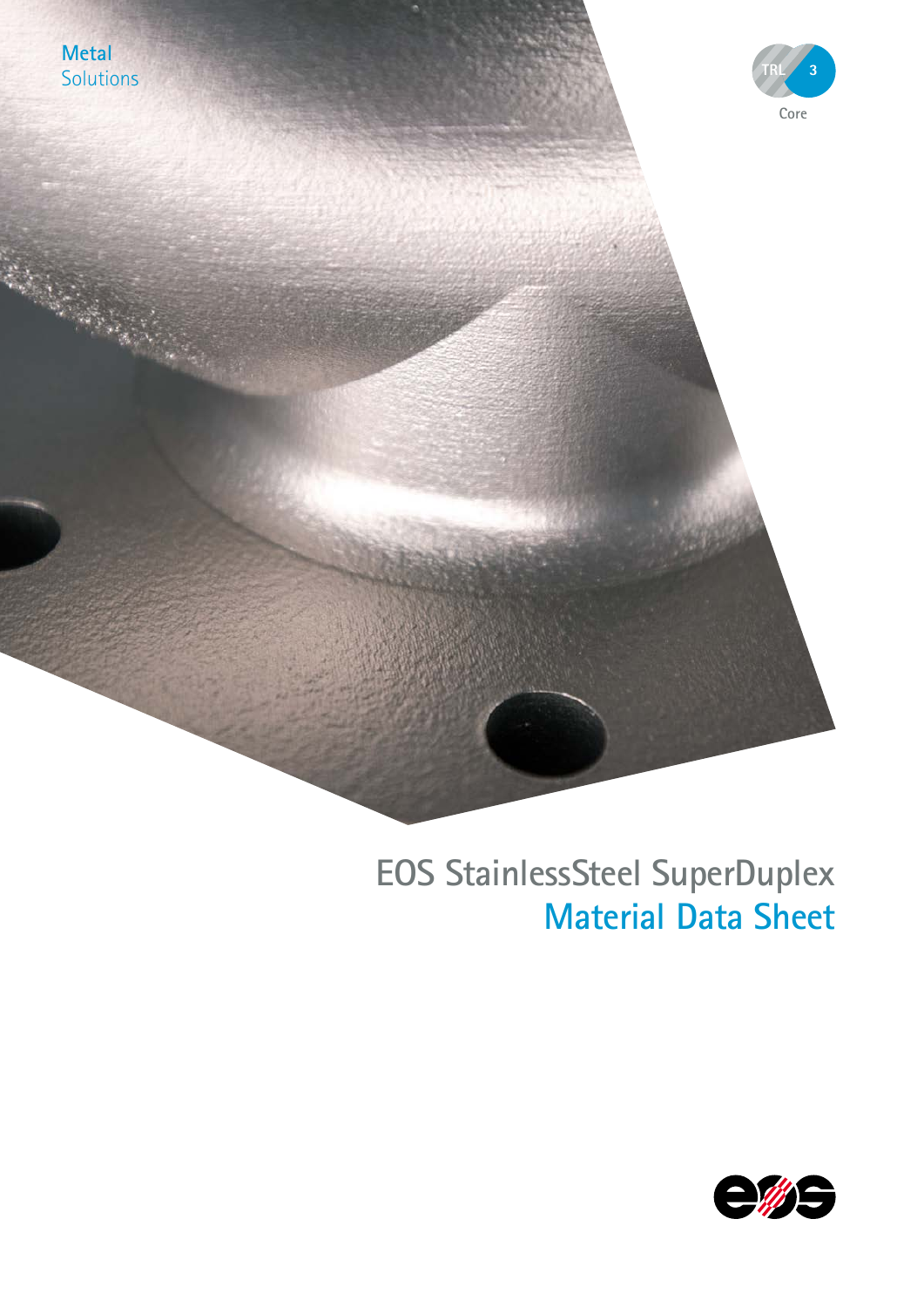Metal
Solutions

TRL 3
Core

# EOS StainlessSteel SuperDuplex
## Material Data Sheet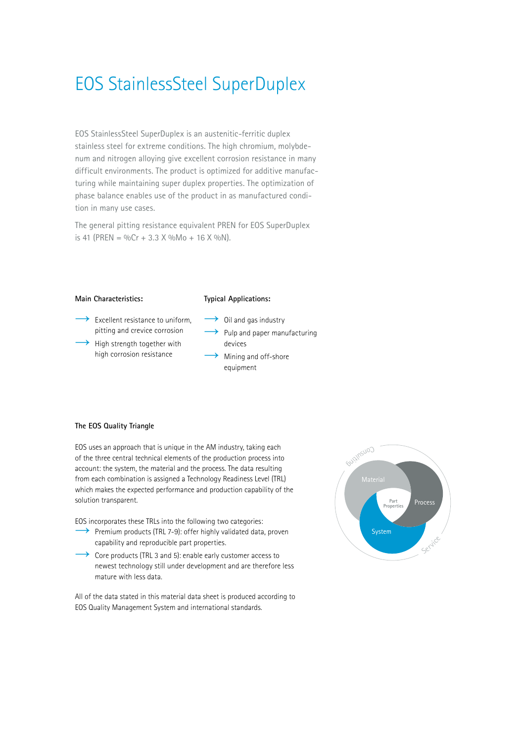# EOS StainlessSteel SuperDuplex

EOS StainlessSteel SuperDuplex is an austenitic-ferritic duplex stainless steel for extreme conditions. The high chromium, molybdenum and nitrogen alloying give excellent corrosion resistance in many difficult environments. The product is optimized for additive manufacturing while maintaining super duplex properties. The optimization of phase balance enables use of the product in as manufactured condition in many use cases.

The general pitting resistance equivalent PREN for EOS SuperDuplex is 41 (PREN = %Cr + 3.3 X %Mo + 16 X %N).

**Main Characteristics:**

- Excellent resistance to uniform, pitting and crevice corrosion
- High strength together with high corrosion resistance

**Typical Applications:**

- Oil and gas industry
- Pulp and paper manufacturing devices
- Mining and off-shore equipment

**The EOS Quality Triangle**

EOS uses an approach that is unique in the AM industry, taking each of the three central technical elements of the production process into account: the system, the material and the process. The data resulting from each combination is assigned a Technology Readiness Level (TRL) which makes the expected performance and production capability of the solution transparent.

EOS incorporates these TRLs into the following two categories:

- Premium products (TRL 7-9): offer highly validated data, proven capability and reproducible part properties.
- Core products (TRL 3 and 5): enable early customer access to newest technology still under development and are therefore less mature with less data.

All of the data stated in this material data sheet is produced according to EOS Quality Management System and international standards.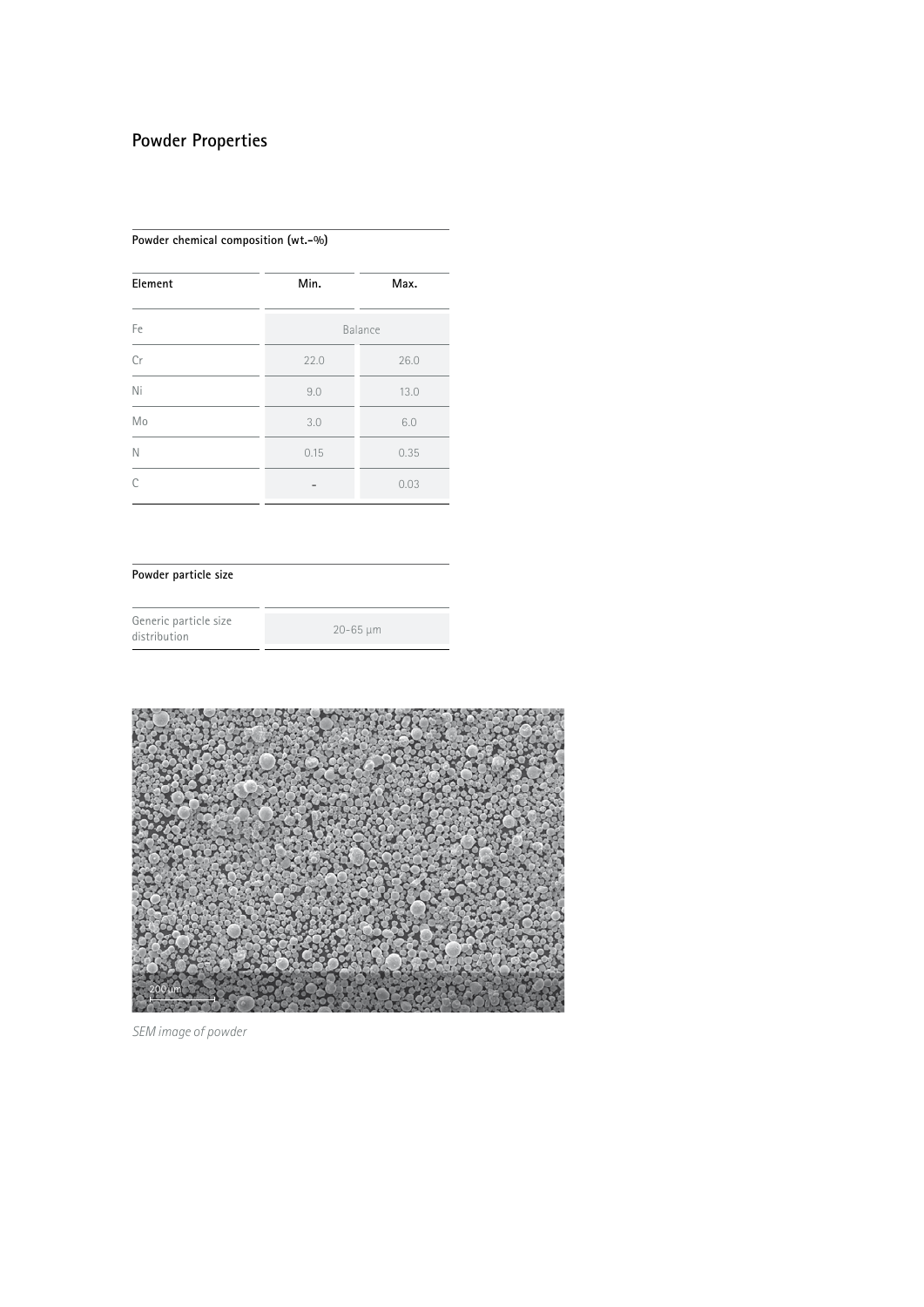# Powder Properties

**Powder chemical composition (wt.-%)**

| Element | Min. | Max. |
|---|---|---|
| Fe | Balance | |
| Cr | 22.0 | 26.0 |
| Ni | 9.0 | 13.0 |
| Mo | 3.0 | 6.0 |
| N | 0.15 | 0.35 |
| C | - | 0.03 |

**Powder particle size**

| | |
|---|---|
| Generic particle size distribution | 20–65 µm |

*SEM image of powder*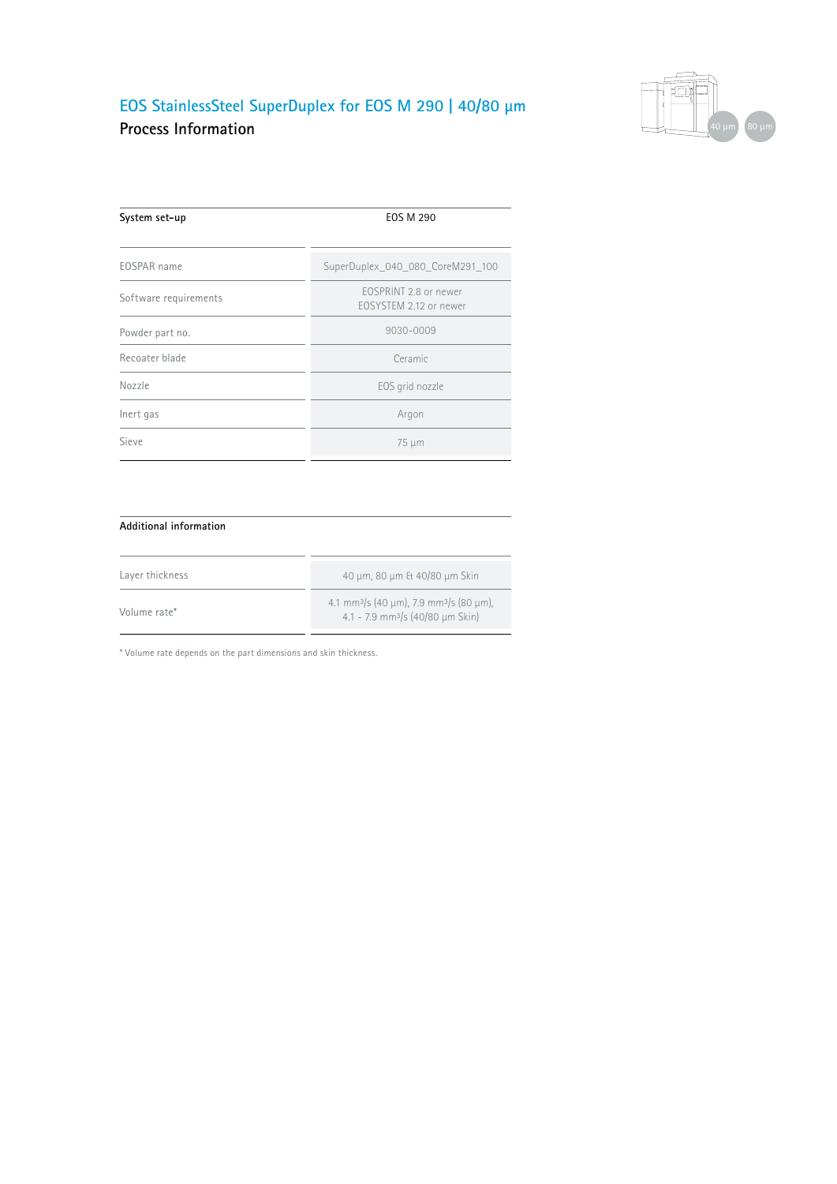# EOS StainlessSteel SuperDuplex for EOS M 290 | 40/80 µm

## Process Information

| System set-up | EOS M 290 |
|---|---|
| EOSPAR name | SuperDuplex_040_080_CoreM291_100 |
| Software requirements | EOSPRINT 2.8 or newer<br>EOSYSTEM 2.12 or newer |
| Powder part no. | 9030-0009 |
| Recoater blade | Ceramic |
| Nozzle | EOS grid nozzle |
| Inert gas | Argon |
| Sieve | 75 µm |

| Additional information | |
|---|---|
| Layer thickness | 40 µm, 80 µm & 40/80 µm Skin |
| Volume rate* | 4.1 mm³/s (40 µm), 7.9 mm³/s (80 µm),<br>4.1 - 7.9 mm³/s (40/80 µm Skin) |

* Volume rate depends on the part dimensions and skin thickness.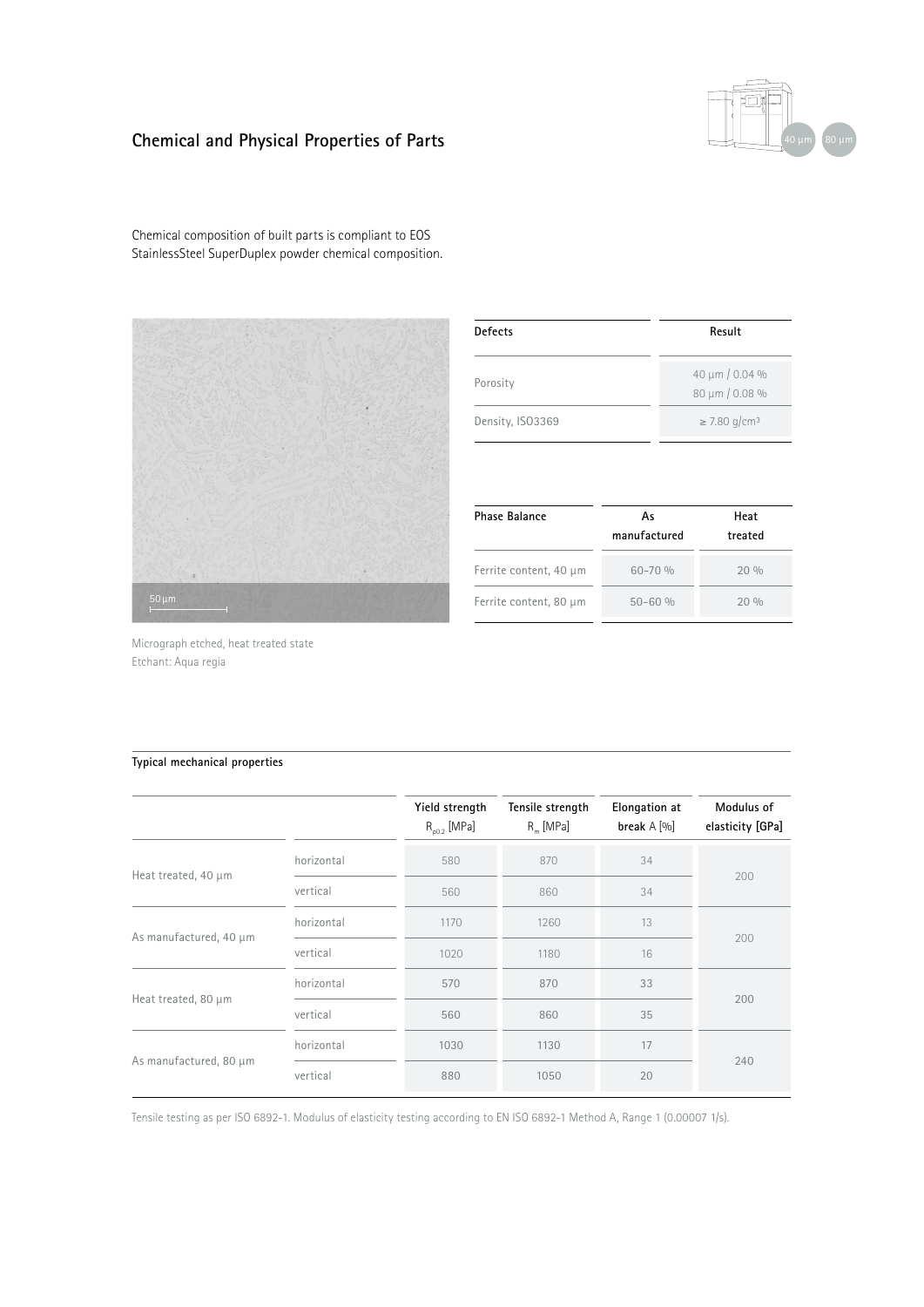## Chemical and Physical Properties of Parts

Chemical composition of built parts is compliant to EOS StainlessSteel SuperDuplex powder chemical composition.

Micrograph etched, heat treated state
Etchant: Aqua regia

| Defects | Result |
|---|---|
| Porosity | 40 µm / 0.04 %<br>80 µm / 0.08 % |
| Density, ISO3369 | ≥ 7.80 g/cm³ |

| Phase Balance | As manufactured | Heat treated |
|---|---|---|
| Ferrite content, 40 µm | 60-70 % | 20 % |
| Ferrite content, 80 µm | 50-60 % | 20 % |

**Typical mechanical properties**

| | | Yield strength $R_{p0.2}$ [MPa] | Tensile strength $R_m$ [MPa] | Elongation at break A [%] | Modulus of elasticity [GPa] |
|---|---|---|---|---|---|
| Heat treated, 40 µm | horizontal | 580 | 870 | 34 | 200 |
| | vertical | 560 | 860 | 34 | |
| As manufactured, 40 µm | horizontal | 1170 | 1260 | 13 | 200 |
| | vertical | 1020 | 1180 | 16 | |
| Heat treated, 80 µm | horizontal | 570 | 870 | 33 | 200 |
| | vertical | 560 | 860 | 35 | |
| As manufactured, 80 µm | horizontal | 1030 | 1130 | 17 | 240 |
| | vertical | 880 | 1050 | 20 | |

Tensile testing as per ISO 6892-1. Modulus of elasticity testing according to EN ISO 6892-1 Method A, Range 1 (0.00007 1/s).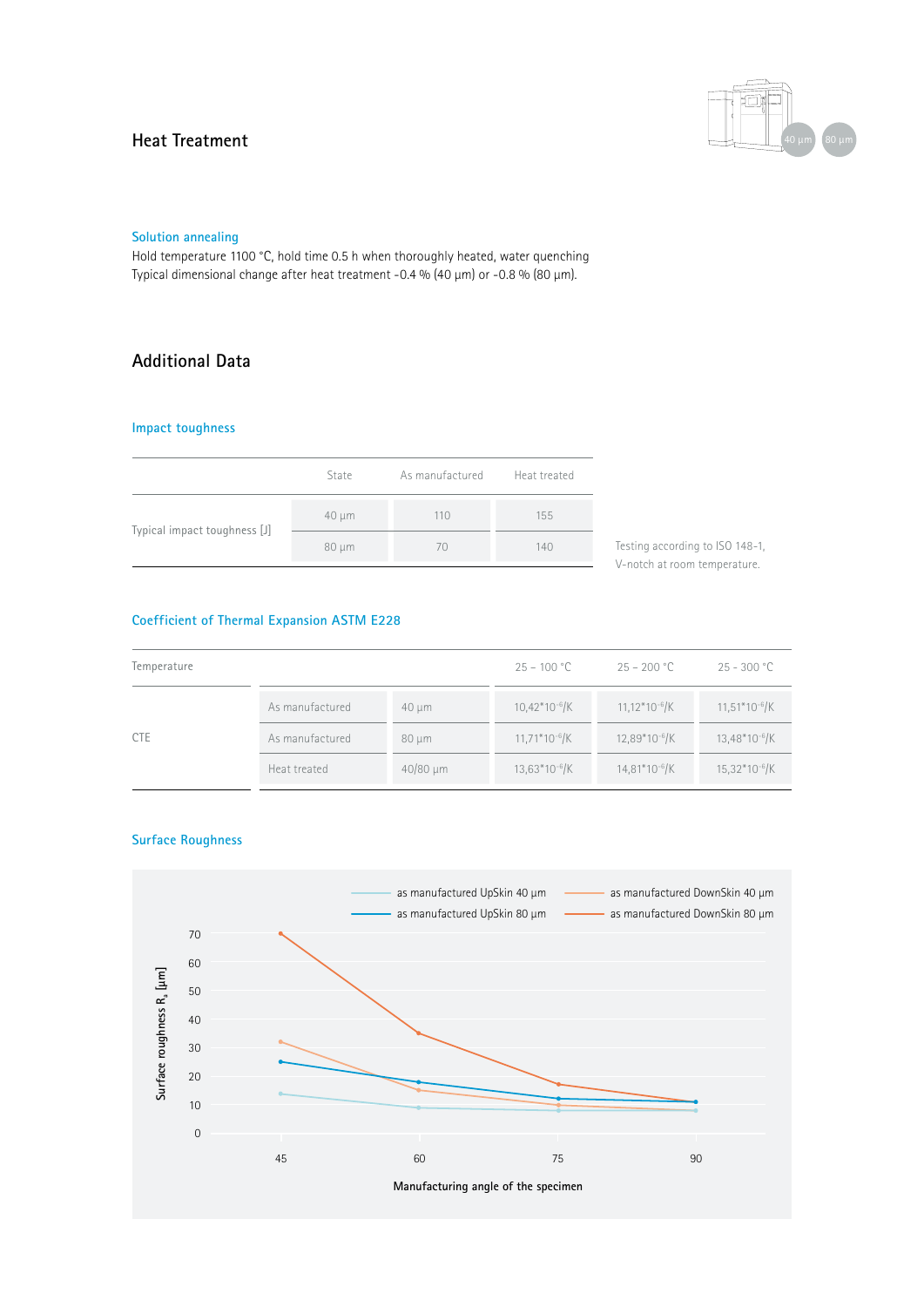## Heat Treatment

### Solution annealing

Hold temperature 1100 °C, hold time 0.5 h when thoroughly heated, water quenching
Typical dimensional change after heat treatment -0.4 % (40 µm) or -0.8 % (80 µm).

## Additional Data

### Impact toughness

| | State | As manufactured | Heat treated |
|---|---|---|---|
| Typical impact toughness [J] | 40 µm | 110 | 155 |
| | 80 µm | 70 | 140 |

Testing according to ISO 148-1, V-notch at room temperature.

### Coefficient of Thermal Expansion ASTM E228

| Temperature | | | 25 – 100 °C | 25 – 200 °C | 25 - 300 °C |
|---|---|---|---|---|---|
| CTE | As manufactured | 40 µm | $10{,}42 \cdot 10^{-6}$/K | $11{,}12 \cdot 10^{-6}$/K | $11{,}51 \cdot 10^{-6}$/K |
| | As manufactured | 80 µm | $11{,}71 \cdot 10^{-6}$/K | $12{,}89 \cdot 10^{-6}$/K | $13{,}48 \cdot 10^{-6}$/K |
| | Heat treated | 40/80 µm | $13{,}63 \cdot 10^{-6}$/K | $14{,}81 \cdot 10^{-6}$/K | $15{,}32 \cdot 10^{-6}$/K |

### Surface Roughness

Legend: as manufactured UpSkin 40 µm; as manufactured DownSkin 40 µm; as manufactured UpSkin 80 µm; as manufactured DownSkin 80 µm

Y-axis: Surface roughness $R_a$ [µm] (0–70)

X-axis: Manufacturing angle of the specimen (45, 60, 75, 90)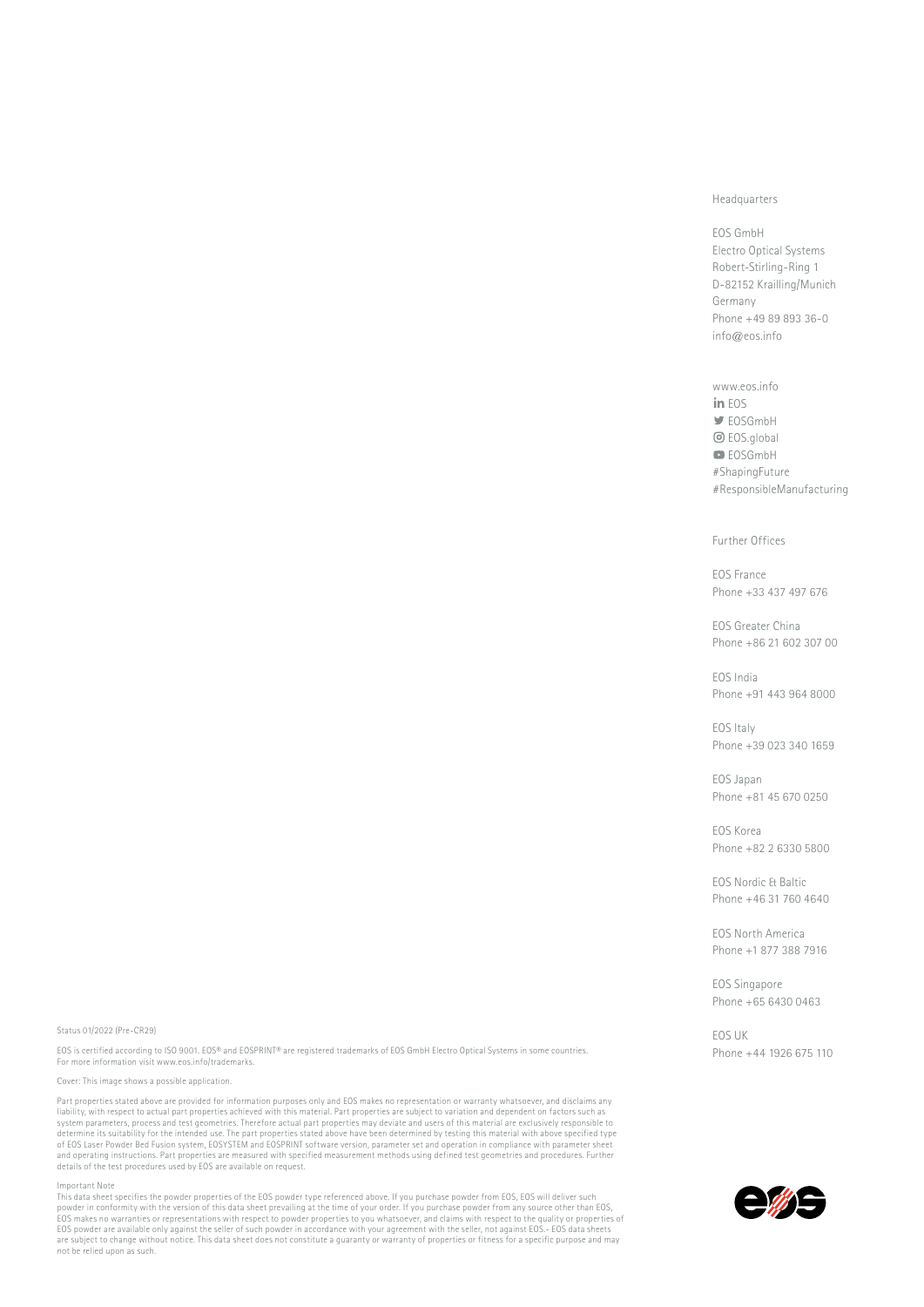Headquarters

EOS GmbH
Electro Optical Systems
Robert-Stirling-Ring 1
D-82152 Krailling/Munich
Germany
Phone +49 89 893 36-0
info@eos.info

www.eos.info
EOS
EOSGmbH
EOS.global
EOSGmbH
#ShapingFuture
#ResponsibleManufacturing

Further Offices

EOS France
Phone +33 437 497 676

EOS Greater China
Phone +86 21 602 307 00

EOS India
Phone +91 443 964 8000

EOS Italy
Phone +39 023 340 1659

EOS Japan
Phone +81 45 670 0250

EOS Korea
Phone +82 2 6330 5800

EOS Nordic & Baltic
Phone +46 31 760 4640

EOS North America
Phone +1 877 388 7916

EOS Singapore
Phone +65 6430 0463

EOS UK
Phone +44 1926 675 110

Status 01/2022 (Pre-CR29)

EOS is certified according to ISO 9001. EOS® and EOSPRINT® are registered trademarks of EOS GmbH Electro Optical Systems in some countries. For more information visit www.eos.info/trademarks.

Cover: This image shows a possible application.

Part properties stated above are provided for information purposes only and EOS makes no representation or warranty whatsoever, and disclaims any liability, with respect to actual part properties achieved with this material. Part properties are subject to variation and dependent on factors such as system parameters, process and test geometries. Therefore actual part properties may deviate and users of this material are exclusively responsible to determine its suitability for the intended use. The part properties stated above have been determined by testing this material with above specified type of EOS Laser Powder Bed Fusion system, EOSYSTEM and EOSPRINT software version, parameter set and operation in compliance with parameter sheet and operating instructions. Part properties are measured with specified measurement methods using defined test geometries and procedures. Further details of the test procedures used by EOS are available on request.

Important Note
This data sheet specifies the powder properties of the EOS powder type referenced above. If you purchase powder from EOS, EOS will deliver such powder in conformity with the version of this data sheet prevailing at the time of your order. If you purchase powder from any source other than EOS, EOS makes no warranties or representations with respect to powder properties to you whatsoever, and claims with respect to the quality or properties of EOS powder are available only against the seller of such powder in accordance with your agreement with the seller, not against EOS.- EOS data sheets are subject to change without notice. This data sheet does not constitute a guaranty or warranty of properties or fitness for a specific purpose and may not be relied upon as such.